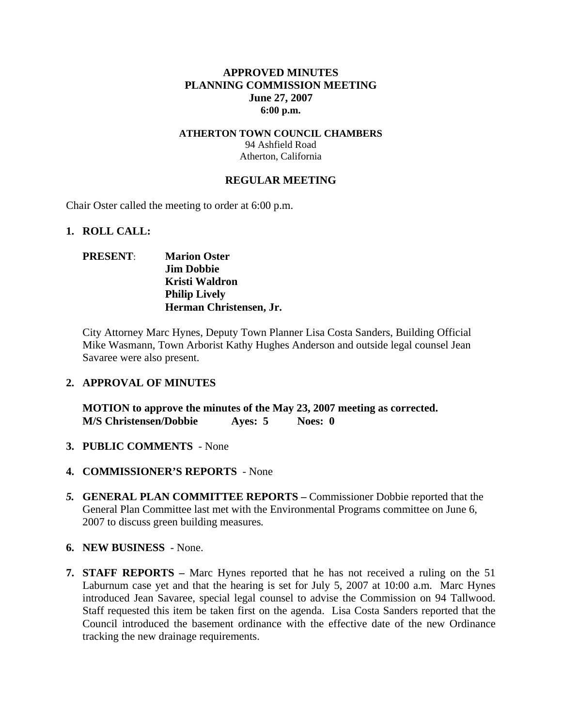# APPROVED MINUTES
# PLANNING COMMISSION MEETING
**June 27, 2007**
**6:00 p.m.**

**ATHERTON TOWN COUNCIL CHAMBERS**
94 Ashfield Road
Atherton, California

## REGULAR MEETING

Chair Oster called the meeting to order at 6:00 p.m.

1. **ROLL CALL:**

   **PRESENT**: **Marion Oster**
   **Jim Dobbie**
   **Kristi Waldron**
   **Philip Lively**
   **Herman Christensen, Jr.**

   City Attorney Marc Hynes, Deputy Town Planner Lisa Costa Sanders, Building Official Mike Wasmann, Town Arborist Kathy Hughes Anderson and outside legal counsel Jean Savaree were also present.

2. **APPROVAL OF MINUTES**

   **MOTION to approve the minutes of the May 23, 2007 meeting as corrected.**
   **M/S Christensen/Dobbie Ayes: 5 Noes: 0**

3. **PUBLIC COMMENTS** - None

4. **COMMISSIONER'S REPORTS** - None

5. **GENERAL PLAN COMMITTEE REPORTS –** Commissioner Dobbie reported that the General Plan Committee last met with the Environmental Programs committee on June 6, 2007 to discuss green building measures.

6. **NEW BUSINESS** - None.

7. **STAFF REPORTS –** Marc Hynes reported that he has not received a ruling on the 51 Laburnum case yet and that the hearing is set for July 5, 2007 at 10:00 a.m. Marc Hynes introduced Jean Savaree, special legal counsel to advise the Commission on 94 Tallwood. Staff requested this item be taken first on the agenda. Lisa Costa Sanders reported that the Council introduced the basement ordinance with the effective date of the new Ordinance tracking the new drainage requirements.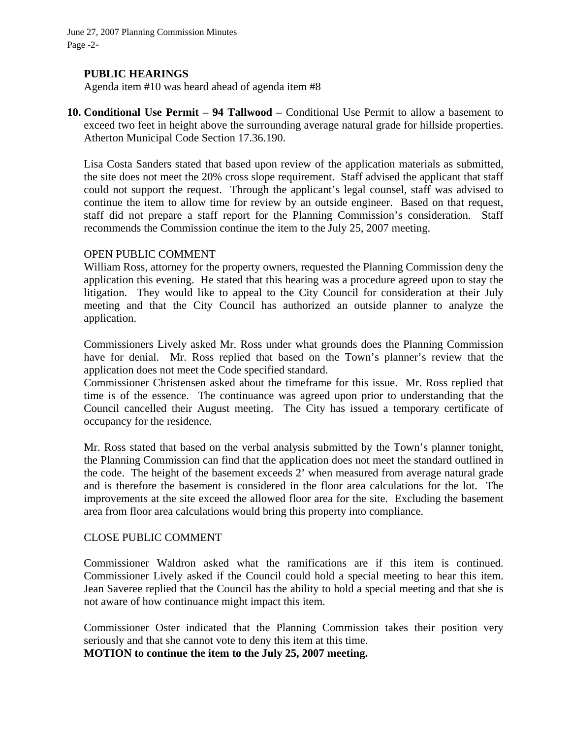## PUBLIC HEARINGS

Agenda item #10 was heard ahead of agenda item #8

**10. Conditional Use Permit – 94 Tallwood –** Conditional Use Permit to allow a basement to exceed two feet in height above the surrounding average natural grade for hillside properties. Atherton Municipal Code Section 17.36.190.

Lisa Costa Sanders stated that based upon review of the application materials as submitted, the site does not meet the 20% cross slope requirement. Staff advised the applicant that staff could not support the request. Through the applicant's legal counsel, staff was advised to continue the item to allow time for review by an outside engineer. Based on that request, staff did not prepare a staff report for the Planning Commission's consideration. Staff recommends the Commission continue the item to the July 25, 2007 meeting.

OPEN PUBLIC COMMENT

William Ross, attorney for the property owners, requested the Planning Commission deny the application this evening. He stated that this hearing was a procedure agreed upon to stay the litigation. They would like to appeal to the City Council for consideration at their July meeting and that the City Council has authorized an outside planner to analyze the application.

Commissioners Lively asked Mr. Ross under what grounds does the Planning Commission have for denial. Mr. Ross replied that based on the Town's planner's review that the application does not meet the Code specified standard.

Commissioner Christensen asked about the timeframe for this issue. Mr. Ross replied that time is of the essence. The continuance was agreed upon prior to understanding that the Council cancelled their August meeting. The City has issued a temporary certificate of occupancy for the residence.

Mr. Ross stated that based on the verbal analysis submitted by the Town's planner tonight, the Planning Commission can find that the application does not meet the standard outlined in the code. The height of the basement exceeds 2' when measured from average natural grade and is therefore the basement is considered in the floor area calculations for the lot. The improvements at the site exceed the allowed floor area for the site. Excluding the basement area from floor area calculations would bring this property into compliance.

CLOSE PUBLIC COMMENT

Commissioner Waldron asked what the ramifications are if this item is continued. Commissioner Lively asked if the Council could hold a special meeting to hear this item. Jean Saveree replied that the Council has the ability to hold a special meeting and that she is not aware of how continuance might impact this item.

Commissioner Oster indicated that the Planning Commission takes their position very seriously and that she cannot vote to deny this item at this time.

**MOTION to continue the item to the July 25, 2007 meeting.**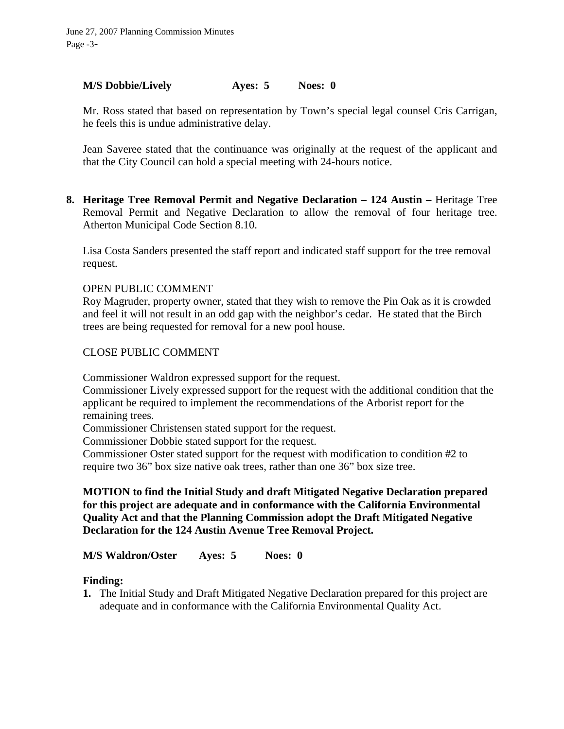**M/S Dobbie/Lively Ayes: 5 Noes: 0**

Mr. Ross stated that based on representation by Town's special legal counsel Cris Carrigan, he feels this is undue administrative delay.

Jean Saveree stated that the continuance was originally at the request of the applicant and that the City Council can hold a special meeting with 24-hours notice.

**8. Heritage Tree Removal Permit and Negative Declaration – 124 Austin –** Heritage Tree Removal Permit and Negative Declaration to allow the removal of four heritage tree. Atherton Municipal Code Section 8.10.

Lisa Costa Sanders presented the staff report and indicated staff support for the tree removal request.

OPEN PUBLIC COMMENT

Roy Magruder, property owner, stated that they wish to remove the Pin Oak as it is crowded and feel it will not result in an odd gap with the neighbor's cedar. He stated that the Birch trees are being requested for removal for a new pool house.

CLOSE PUBLIC COMMENT

Commissioner Waldron expressed support for the request.

Commissioner Lively expressed support for the request with the additional condition that the applicant be required to implement the recommendations of the Arborist report for the remaining trees.

Commissioner Christensen stated support for the request.

Commissioner Dobbie stated support for the request.

Commissioner Oster stated support for the request with modification to condition #2 to require two 36" box size native oak trees, rather than one 36" box size tree.

**MOTION to find the Initial Study and draft Mitigated Negative Declaration prepared for this project are adequate and in conformance with the California Environmental Quality Act and that the Planning Commission adopt the Draft Mitigated Negative Declaration for the 124 Austin Avenue Tree Removal Project.**

**M/S Waldron/Oster Ayes: 5 Noes: 0**

**Finding:**

1. The Initial Study and Draft Mitigated Negative Declaration prepared for this project are adequate and in conformance with the California Environmental Quality Act.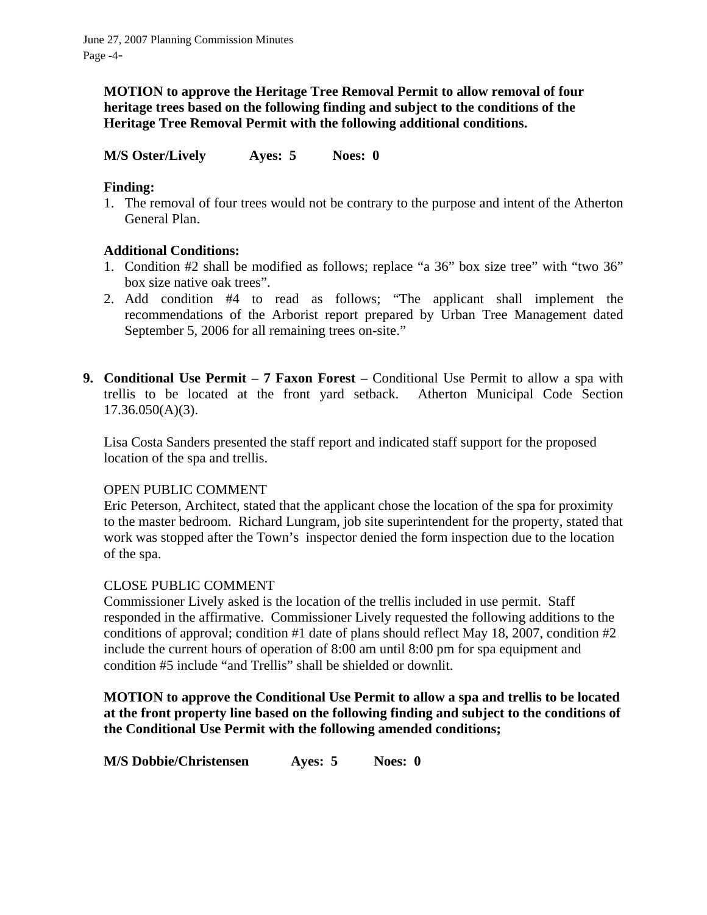**MOTION to approve the Heritage Tree Removal Permit to allow removal of four heritage trees based on the following finding and subject to the conditions of the Heritage Tree Removal Permit with the following additional conditions.**

**M/S Oster/Lively Ayes: 5 Noes: 0**

**Finding:**

1. The removal of four trees would not be contrary to the purpose and intent of the Atherton General Plan.

**Additional Conditions:**

1. Condition #2 shall be modified as follows; replace "a 36" box size tree" with "two 36" box size native oak trees".
2. Add condition #4 to read as follows; "The applicant shall implement the recommendations of the Arborist report prepared by Urban Tree Management dated September 5, 2006 for all remaining trees on-site."

**9. Conditional Use Permit – 7 Faxon Forest –** Conditional Use Permit to allow a spa with trellis to be located at the front yard setback. Atherton Municipal Code Section 17.36.050(A)(3).

Lisa Costa Sanders presented the staff report and indicated staff support for the proposed location of the spa and trellis.

OPEN PUBLIC COMMENT

Eric Peterson, Architect, stated that the applicant chose the location of the spa for proximity to the master bedroom. Richard Lungram, job site superintendent for the property, stated that work was stopped after the Town's inspector denied the form inspection due to the location of the spa.

CLOSE PUBLIC COMMENT

Commissioner Lively asked is the location of the trellis included in use permit. Staff responded in the affirmative. Commissioner Lively requested the following additions to the conditions of approval; condition #1 date of plans should reflect May 18, 2007, condition #2 include the current hours of operation of 8:00 am until 8:00 pm for spa equipment and condition #5 include "and Trellis" shall be shielded or downlit.

**MOTION to approve the Conditional Use Permit to allow a spa and trellis to be located at the front property line based on the following finding and subject to the conditions of the Conditional Use Permit with the following amended conditions;**

**M/S Dobbie/Christensen Ayes: 5 Noes: 0**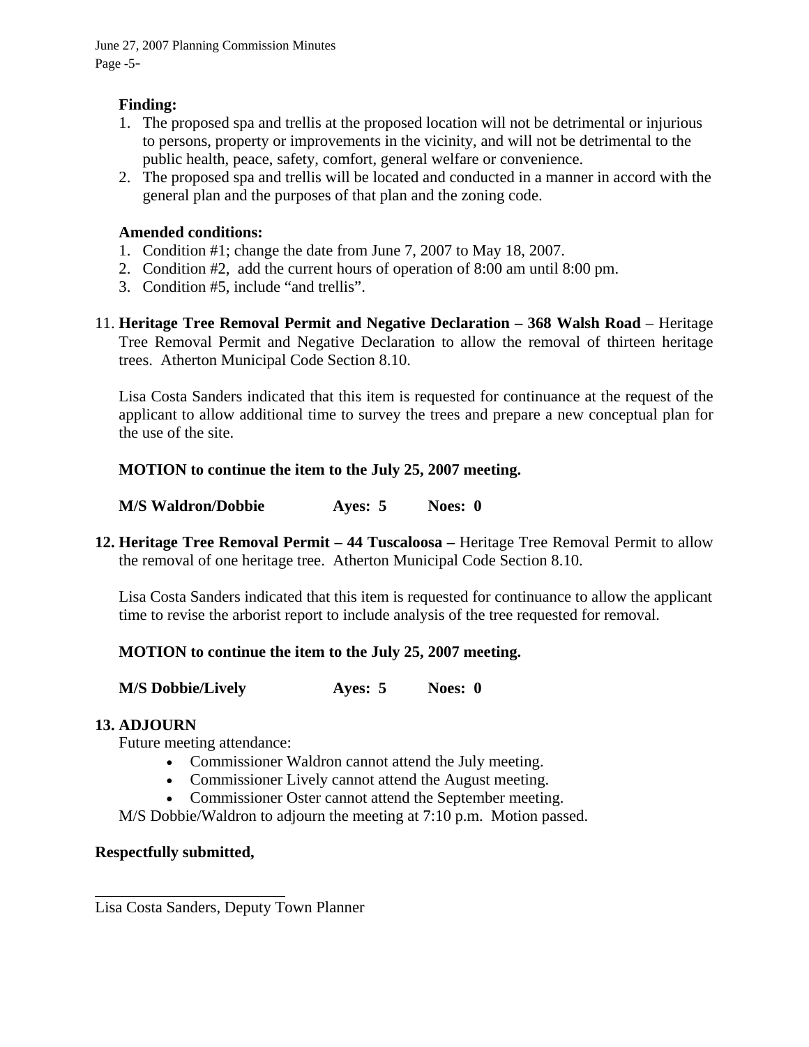**Finding:**

1. The proposed spa and trellis at the proposed location will not be detrimental or injurious to persons, property or improvements in the vicinity, and will not be detrimental to the public health, peace, safety, comfort, general welfare or convenience.
2. The proposed spa and trellis will be located and conducted in a manner in accord with the general plan and the purposes of that plan and the zoning code.

**Amended conditions:**

1. Condition #1; change the date from June 7, 2007 to May 18, 2007.
2. Condition #2, add the current hours of operation of 8:00 am until 8:00 pm.
3. Condition #5, include "and trellis".

11. **Heritage Tree Removal Permit and Negative Declaration – 368 Walsh Road** – Heritage Tree Removal Permit and Negative Declaration to allow the removal of thirteen heritage trees. Atherton Municipal Code Section 8.10.

    Lisa Costa Sanders indicated that this item is requested for continuance at the request of the applicant to allow additional time to survey the trees and prepare a new conceptual plan for the use of the site.

    **MOTION to continue the item to the July 25, 2007 meeting.**

    **M/S Waldron/Dobbie          Ayes: 5          Noes: 0**

12. **Heritage Tree Removal Permit – 44 Tuscaloosa –** Heritage Tree Removal Permit to allow the removal of one heritage tree. Atherton Municipal Code Section 8.10.

    Lisa Costa Sanders indicated that this item is requested for continuance to allow the applicant time to revise the arborist report to include analysis of the tree requested for removal.

    **MOTION to continue the item to the July 25, 2007 meeting.**

    **M/S Dobbie/Lively          Ayes: 5          Noes: 0**

**13. ADJOURN**

Future meeting attendance:

- Commissioner Waldron cannot attend the July meeting.
- Commissioner Lively cannot attend the August meeting.
- Commissioner Oster cannot attend the September meeting.

M/S Dobbie/Waldron to adjourn the meeting at 7:10 p.m. Motion passed.

**Respectfully submitted,**

\_\_\_\_\_\_\_\_\_\_\_\_\_\_\_\_\_\_\_\_\_\_\_\_\_\_

Lisa Costa Sanders, Deputy Town Planner